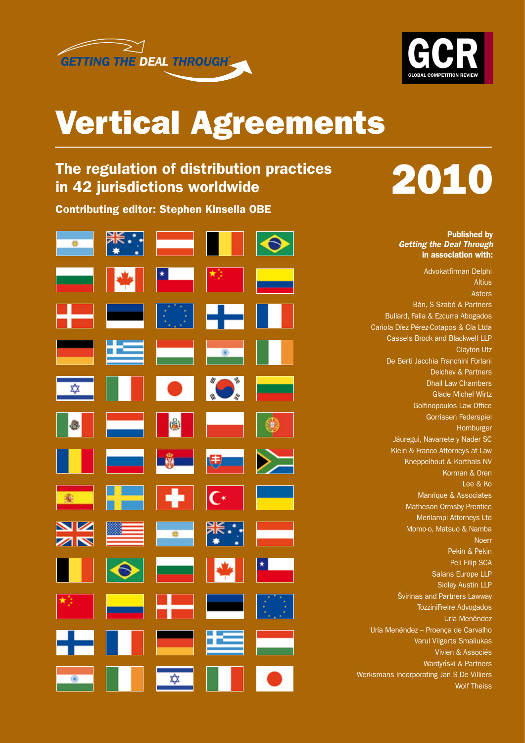GETTING THE DEAL THROUGH

GCR
GLOBAL COMPETITION REVIEW

# Vertical Agreements

## The regulation of distribution practices in 42 jurisdictions worldwide

# 2010

**Contributing editor: Stephen Kinsella OBE**

**Published by**
***Getting the Deal Through***
**in association with:**

Advokatfirman Delphi
Altius
Asters
Bán, S Szabó & Partners
Bullard, Falla & Ezcurra Abogados
Cariola Díez Pérez-Cotapos & Cía Ltda
Cassels Brock and Blackwell LLP
Clayton Utz
De Berti Jacchia Franchini Forlani
Delchev & Partners
Dhall Law Chambers
Glade Michel Wirtz
Golfinopoulos Law Office
Gorrissen Federspiel
Homburger
Jáuregui, Navarrete y Nader SC
Klein & Franco Attorneys at Law
Kneppelhout & Korthals NV
Korman & Oren
Lee & Ko
Manrique & Associates
Matheson Ormsby Prentice
Merilampi Attorneys Ltd
Momo-o, Matsuo & Namba
Noerr
Pekin & Pekin
Peli Filip SCA
Salans Europe LLP
Sidley Austin LLP
Švirinas and Partners Lawway
TozziniFreire Advogados
Uría Menéndez
Uría Menéndez – Proença de Carvalho
Varul Vilgerts Smaliukas
Vivien & Associés
Wardyński & Partners
Werksmans Incorporating Jan S De Villiers
Wolf Theiss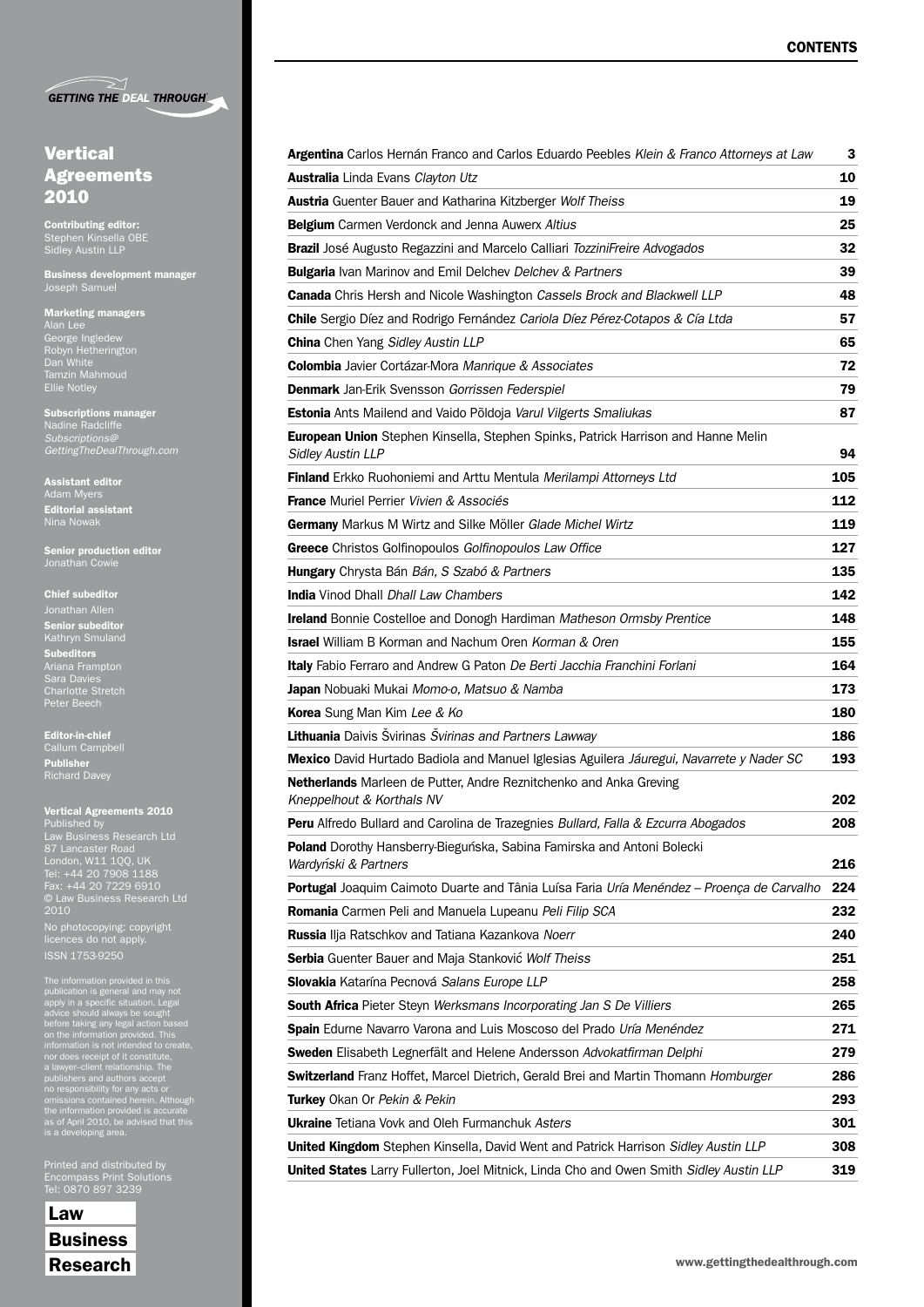GETTING THE DEAL THROUGH

# Vertical Agreements 2010

**Contributing editor:**
Stephen Kinsella OBE
Sidley Austin LLP

**Business development manager**
Joseph Samuel

**Marketing managers**
Alan Lee
George Ingledew
Robyn Hetherington
Dan White
Tamzin Mahmoud
Ellie Notley

**Subscriptions manager**
Nadine Radcliffe
*Subscriptions@GettingTheDealThrough.com*

**Assistant editor**
Adam Myers
**Editorial assistant**
Nina Nowak

**Senior production editor**
Jonathan Cowie

**Chief subeditor**
Jonathan Allen
**Senior subeditor**
Kathryn Smuland
**Subeditors**
Ariana Frampton
Sara Davies
Charlotte Stretch
Peter Beech

**Editor-in-chief**
Callum Campbell
**Publisher**
Richard Davey

**Vertical Agreements 2010**
Published by
Law Business Research Ltd
87 Lancaster Road
London, W11 1QQ, UK
Tel: +44 20 7908 1188
Fax: +44 20 7229 6910
© Law Business Research Ltd 2010

No photocopying: copyright licences do not apply.
ISSN 1753-9250

The information provided in this publication is general and may not apply in a specific situation. Legal advice should always be sought before taking any legal action based on the information provided. This information is not intended to create, nor does receipt of it constitute, a lawyer–client relationship. The publishers and authors accept no responsibility for any acts or omissions contained herein. Although the information provided is accurate as of April 2010, be advised that this is a developing area.

Printed and distributed by
Encompass Print Solutions
Tel: 0870 897 3239

Law
Business
Research

## CONTENTS

| | |
|---|---|
| **Argentina** Carlos Hernán Franco and Carlos Eduardo Peebles *Klein & Franco Attorneys at Law* | **3** |
| **Australia** Linda Evans *Clayton Utz* | **10** |
| **Austria** Guenter Bauer and Katharina Kitzberger *Wolf Theiss* | **19** |
| **Belgium** Carmen Verdonck and Jenna Auwerx *Altius* | **25** |
| **Brazil** José Augusto Regazzini and Marcelo Calliari *TozziniFreire Advogados* | **32** |
| **Bulgaria** Ivan Marinov and Emil Delchev *Delchev & Partners* | **39** |
| **Canada** Chris Hersh and Nicole Washington *Cassels Brock and Blackwell LLP* | **48** |
| **Chile** Sergio Díez and Rodrigo Fernández *Cariola Díez Pérez-Cotapos & Cía Ltda* | **57** |
| **China** Chen Yang *Sidley Austin LLP* | **65** |
| **Colombia** Javier Cortázar-Mora *Manrique & Associates* | **72** |
| **Denmark** Jan-Erik Svensson *Gorrissen Federspiel* | **79** |
| **Estonia** Ants Mailend and Vaido Põldoja *Varul Vilgerts Smaliukas* | **87** |
| **European Union** Stephen Kinsella, Stephen Spinks, Patrick Harrison and Hanne Melin *Sidley Austin LLP* | **94** |
| **Finland** Erkko Ruohoniemi and Arttu Mentula *Merilampi Attorneys Ltd* | **105** |
| **France** Muriel Perrier *Vivien & Associés* | **112** |
| **Germany** Markus M Wirtz and Silke Möller *Glade Michel Wirtz* | **119** |
| **Greece** Christos Golfinopoulos *Golfinopoulos Law Office* | **127** |
| **Hungary** Chrysta Bán *Bán, S Szabó & Partners* | **135** |
| **India** Vinod Dhall *Dhall Law Chambers* | **142** |
| **Ireland** Bonnie Costelloe and Donogh Hardiman *Matheson Ormsby Prentice* | **148** |
| **Israel** William B Korman and Nachum Oren *Korman & Oren* | **155** |
| **Italy** Fabio Ferraro and Andrew G Paton *De Berti Jacchia Franchini Forlani* | **164** |
| **Japan** Nobuaki Mukai *Momo-o, Matsuo & Namba* | **173** |
| **Korea** Sung Man Kim *Lee & Ko* | **180** |
| **Lithuania** Daivis Švirinas *Švirinas and Partners Lawway* | **186** |
| **Mexico** David Hurtado Badiola and Manuel Iglesias Aguilera *Jáuregui, Navarrete y Nader SC* | **193** |
| **Netherlands** Marleen de Putter, Andre Reznitchenko and Anka Greving *Kneppelhout & Korthals NV* | **202** |
| **Peru** Alfredo Bullard and Carolina de Trazegnies *Bullard, Falla & Ezcurra Abogados* | **208** |
| **Poland** Dorothy Hansberry-Bieguńska, Sabina Famirska and Antoni Bolecki *Wardyński & Partners* | **216** |
| **Portugal** Joaquim Caimoto Duarte and Tânia Luísa Faria *Uría Menéndez – Proença de Carvalho* | **224** |
| **Romania** Carmen Peli and Manuela Lupeanu *Peli Filip SCA* | **232** |
| **Russia** Ilja Ratschkov and Tatiana Kazankova *Noerr* | **240** |
| **Serbia** Guenter Bauer and Maja Stanković *Wolf Theiss* | **251** |
| **Slovakia** Katarína Pecnová *Salans Europe LLP* | **258** |
| **South Africa** Pieter Steyn *Werksmans Incorporating Jan S De Villiers* | **265** |
| **Spain** Edurne Navarro Varona and Luis Moscoso del Prado *Uría Menéndez* | **271** |
| **Sweden** Elisabeth Legnerfält and Helene Andersson *Advokatfirman Delphi* | **279** |
| **Switzerland** Franz Hoffet, Marcel Dietrich, Gerald Brei and Martin Thomann *Homburger* | **286** |
| **Turkey** Okan Or *Pekin & Pekin* | **293** |
| **Ukraine** Tetiana Vovk and Oleh Furmanchuk *Asters* | **301** |
| **United Kingdom** Stephen Kinsella, David Went and Patrick Harrison *Sidley Austin LLP* | **308** |
| **United States** Larry Fullerton, Joel Mitnick, Linda Cho and Owen Smith *Sidley Austin LLP* | **319** |

www.gettingthedealthrough.com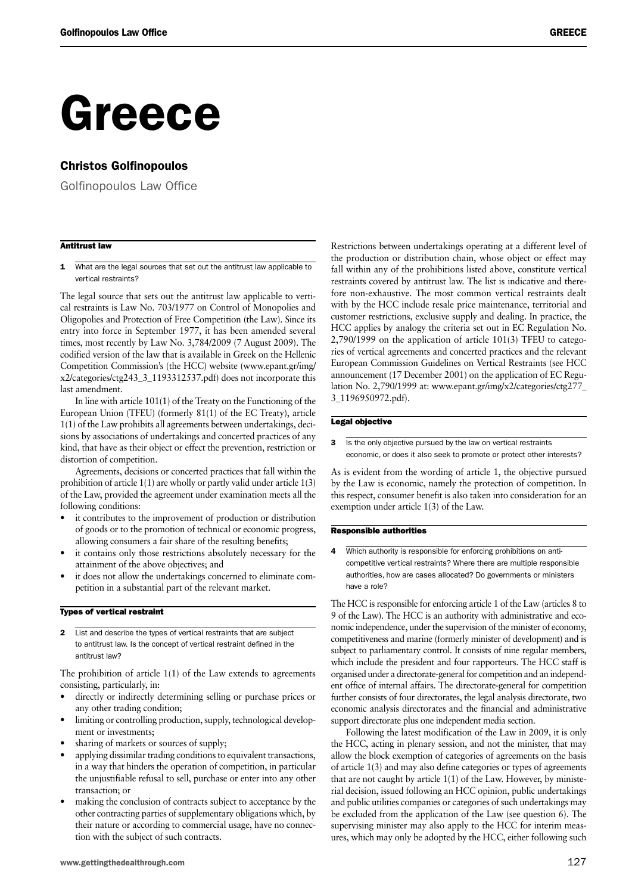# Greece

## Christos Golfinopoulos

Golfinopoulos Law Office

### Antitrust law

**1 What are the legal sources that set out the antitrust law applicable to vertical restraints?**

The legal source that sets out the antitrust law applicable to vertical restraints is Law No. 703/1977 on Control of Monopolies and Oligopolies and Protection of Free Competition (the Law). Since its entry into force in September 1977, it has been amended several times, most recently by Law No. 3,784/2009 (7 August 2009). The codified version of the law that is available in Greek on the Hellenic Competition Commission's (the HCC) website (www.epant.gr/img/x2/categories/ctg243_3_1193312537.pdf) does not incorporate this last amendment.

In line with article 101(1) of the Treaty on the Functioning of the European Union (TFEU) (formerly 81(1) of the EC Treaty), article 1(1) of the Law prohibits all agreements between undertakings, decisions by associations of undertakings and concerted practices of any kind, that have as their object or effect the prevention, restriction or distortion of competition.

Agreements, decisions or concerted practices that fall within the prohibition of article 1(1) are wholly or partly valid under article 1(3) of the Law, provided the agreement under examination meets all the following conditions:

- it contributes to the improvement of production or distribution of goods or to the promotion of technical or economic progress, allowing consumers a fair share of the resulting benefits;
- it contains only those restrictions absolutely necessary for the attainment of the above objectives; and
- it does not allow the undertakings concerned to eliminate competition in a substantial part of the relevant market.

### Types of vertical restraint

**2 List and describe the types of vertical restraints that are subject to antitrust law. Is the concept of vertical restraint defined in the antitrust law?**

The prohibition of article 1(1) of the Law extends to agreements consisting, particularly, in:

- directly or indirectly determining selling or purchase prices or any other trading condition;
- limiting or controlling production, supply, technological development or investments;
- sharing of markets or sources of supply;
- applying dissimilar trading conditions to equivalent transactions, in a way that hinders the operation of competition, in particular the unjustifiable refusal to sell, purchase or enter into any other transaction; or
- making the conclusion of contracts subject to acceptance by the other contracting parties of supplementary obligations which, by their nature or according to commercial usage, have no connection with the subject of such contracts.

Restrictions between undertakings operating at a different level of the production or distribution chain, whose object or effect may fall within any of the prohibitions listed above, constitute vertical restraints covered by antitrust law. The list is indicative and therefore non-exhaustive. The most common vertical restraints dealt with by the HCC include resale price maintenance, territorial and customer restrictions, exclusive supply and dealing. In practice, the HCC applies by analogy the criteria set out in EC Regulation No. 2,790/1999 on the application of article 101(3) TFEU to categories of vertical agreements and concerted practices and the relevant European Commission Guidelines on Vertical Restraints (see HCC announcement (17 December 2001) on the application of EC Regulation No. 2,790/1999 at: www.epant.gr/img/x2/categories/ctg277_3_1196950972.pdf).

### Legal objective

**3 Is the only objective pursued by the law on vertical restraints economic, or does it also seek to promote or protect other interests?**

As is evident from the wording of article 1, the objective pursued by the Law is economic, namely the protection of competition. In this respect, consumer benefit is also taken into consideration for an exemption under article 1(3) of the Law.

### Responsible authorities

**4 Which authority is responsible for enforcing prohibitions on anti-competitive vertical restraints? Where there are multiple responsible authorities, how are cases allocated? Do governments or ministers have a role?**

The HCC is responsible for enforcing article 1 of the Law (articles 8 to 9 of the Law). The HCC is an authority with administrative and economic independence, under the supervision of the minister of economy, competitiveness and marine (formerly minister of development) and is subject to parliamentary control. It consists of nine regular members, which include the president and four rapporteurs. The HCC staff is organised under a directorate-general for competition and an independent office of internal affairs. The directorate-general for competition further consists of four directorates, the legal analysis directorate, two economic analysis directorates and the financial and administrative support directorate plus one independent media section.

Following the latest modification of the Law in 2009, it is only the HCC, acting in plenary session, and not the minister, that may allow the block exemption of categories of agreements on the basis of article 1(3) and may also define categories or types of agreements that are not caught by article 1(1) of the Law. However, by ministerial decision, issued following an HCC opinion, public undertakings and public utilities companies or categories of such undertakings may be excluded from the application of the Law (see question 6). The supervising minister may also apply to the HCC for interim measures, which may only be adopted by the HCC, either following such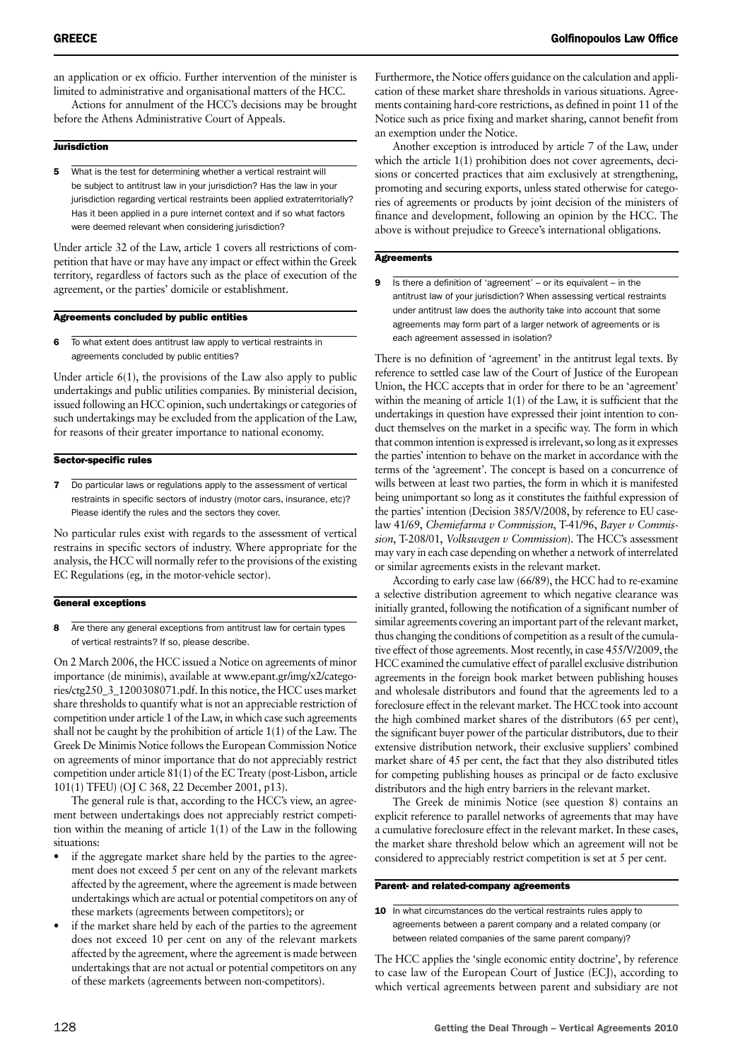an application or ex officio. Further intervention of the minister is limited to administrative and organisational matters of the HCC.

Actions for annulment of the HCC's decisions may be brought before the Athens Administrative Court of Appeals.

## Jurisdiction

**5** What is the test for determining whether a vertical restraint will be subject to antitrust law in your jurisdiction? Has the law in your jurisdiction regarding vertical restraints been applied extraterritorially? Has it been applied in a pure internet context and if so what factors were deemed relevant when considering jurisdiction?

Under article 32 of the Law, article 1 covers all restrictions of competition that have or may have any impact or effect within the Greek territory, regardless of factors such as the place of execution of the agreement, or the parties' domicile or establishment.

## Agreements concluded by public entities

**6** To what extent does antitrust law apply to vertical restraints in agreements concluded by public entities?

Under article 6(1), the provisions of the Law also apply to public undertakings and public utilities companies. By ministerial decision, issued following an HCC opinion, such undertakings or categories of such undertakings may be excluded from the application of the Law, for reasons of their greater importance to national economy.

## Sector-specific rules

**7** Do particular laws or regulations apply to the assessment of vertical restraints in specific sectors of industry (motor cars, insurance, etc)? Please identify the rules and the sectors they cover.

No particular rules exist with regards to the assessment of vertical restrains in specific sectors of industry. Where appropriate for the analysis, the HCC will normally refer to the provisions of the existing EC Regulations (eg, in the motor-vehicle sector).

## General exceptions

**8** Are there any general exceptions from antitrust law for certain types of vertical restraints? If so, please describe.

On 2 March 2006, the HCC issued a Notice on agreements of minor importance (de minimis), available at www.epant.gr/img/x2/categories/ctg250_3_1200308071.pdf. In this notice, the HCC uses market share thresholds to quantify what is not an appreciable restriction of competition under article 1 of the Law, in which case such agreements shall not be caught by the prohibition of article 1(1) of the Law. The Greek De Minimis Notice follows the European Commission Notice on agreements of minor importance that do not appreciably restrict competition under article 81(1) of the EC Treaty (post-Lisbon, article 101(1) TFEU) (OJ C 368, 22 December 2001, p13).

The general rule is that, according to the HCC's view, an agreement between undertakings does not appreciably restrict competition within the meaning of article 1(1) of the Law in the following situations:

- if the aggregate market share held by the parties to the agreement does not exceed 5 per cent on any of the relevant markets affected by the agreement, where the agreement is made between undertakings which are actual or potential competitors on any of these markets (agreements between competitors); or
- if the market share held by each of the parties to the agreement does not exceed 10 per cent on any of the relevant markets affected by the agreement, where the agreement is made between undertakings that are not actual or potential competitors on any of these markets (agreements between non-competitors).

Furthermore, the Notice offers guidance on the calculation and application of these market share thresholds in various situations. Agreements containing hard-core restrictions, as defined in point 11 of the Notice such as price fixing and market sharing, cannot benefit from an exemption under the Notice.

Another exception is introduced by article 7 of the Law, under which the article 1(1) prohibition does not cover agreements, decisions or concerted practices that aim exclusively at strengthening, promoting and securing exports, unless stated otherwise for categories of agreements or products by joint decision of the ministers of finance and development, following an opinion by the HCC. The above is without prejudice to Greece's international obligations.

## Agreements

**9** Is there a definition of 'agreement' – or its equivalent – in the antitrust law of your jurisdiction? When assessing vertical restraints under antitrust law does the authority take into account that some agreements may form part of a larger network of agreements or is each agreement assessed in isolation?

There is no definition of 'agreement' in the antitrust legal texts. By reference to settled case law of the Court of Justice of the European Union, the HCC accepts that in order for there to be an 'agreement' within the meaning of article 1(1) of the Law, it is sufficient that the undertakings in question have expressed their joint intention to conduct themselves on the market in a specific way. The form in which that common intention is expressed is irrelevant, so long as it expresses the parties' intention to behave on the market in accordance with the terms of the 'agreement'. The concept is based on a concurrence of wills between at least two parties, the form in which it is manifested being unimportant so long as it constitutes the faithful expression of the parties' intention (Decision 385/V/2008, by reference to EU case-law 41/69, *Chemiefarma v Commission*, T-41/96, *Bayer v Commission*, T-208/01, *Volkswagen v Commission*). The HCC's assessment may vary in each case depending on whether a network of interrelated or similar agreements exists in the relevant market.

According to early case law (66/89), the HCC had to re-examine a selective distribution agreement to which negative clearance was initially granted, following the notification of a significant number of similar agreements covering an important part of the relevant market, thus changing the conditions of competition as a result of the cumulative effect of those agreements. Most recently, in case 455/V/2009, the HCC examined the cumulative effect of parallel exclusive distribution agreements in the foreign book market between publishing houses and wholesale distributors and found that the agreements led to a foreclosure effect in the relevant market. The HCC took into account the high combined market shares of the distributors (65 per cent), the significant buyer power of the particular distributors, due to their extensive distribution network, their exclusive suppliers' combined market share of 45 per cent, the fact that they also distributed titles for competing publishing houses as principal or de facto exclusive distributors and the high entry barriers in the relevant market.

The Greek de minimis Notice (see question 8) contains an explicit reference to parallel networks of agreements that may have a cumulative foreclosure effect in the relevant market. In these cases, the market share threshold below which an agreement will not be considered to appreciably restrict competition is set at 5 per cent.

## Parent- and related-company agreements

**10** In what circumstances do the vertical restraints rules apply to agreements between a parent company and a related company (or between related companies of the same parent company)?

The HCC applies the 'single economic entity doctrine', by reference to case law of the European Court of Justice (ECJ), according to which vertical agreements between parent and subsidiary are not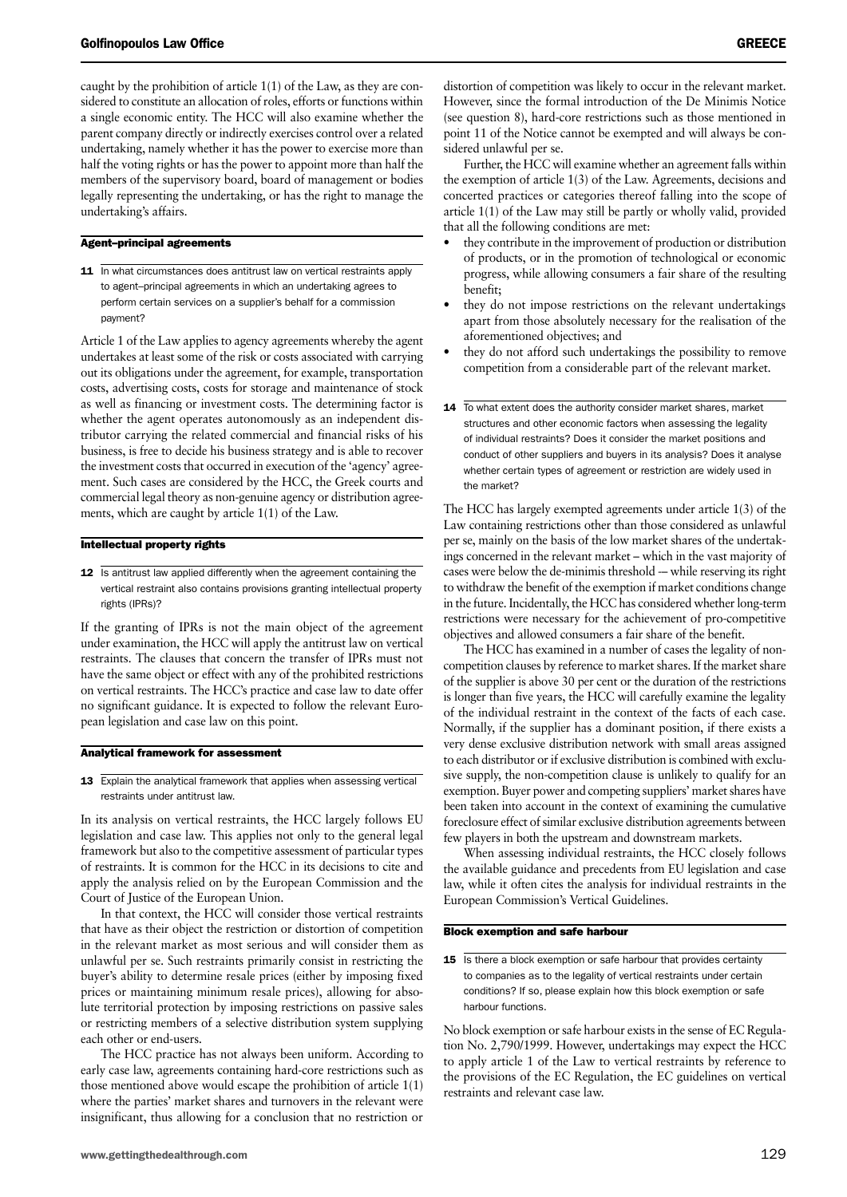caught by the prohibition of article 1(1) of the Law, as they are considered to constitute an allocation of roles, efforts or functions within a single economic entity. The HCC will also examine whether the parent company directly or indirectly exercises control over a related undertaking, namely whether it has the power to exercise more than half the voting rights or has the power to appoint more than half the members of the supervisory board, board of management or bodies legally representing the undertaking, or has the right to manage the undertaking's affairs.

### Agent–principal agreements

**11** In what circumstances does antitrust law on vertical restraints apply to agent–principal agreements in which an undertaking agrees to perform certain services on a supplier's behalf for a commission payment?

Article 1 of the Law applies to agency agreements whereby the agent undertakes at least some of the risk or costs associated with carrying out its obligations under the agreement, for example, transportation costs, advertising costs, costs for storage and maintenance of stock as well as financing or investment costs. The determining factor is whether the agent operates autonomously as an independent distributor carrying the related commercial and financial risks of his business, is free to decide his business strategy and is able to recover the investment costs that occurred in execution of the 'agency' agreement. Such cases are considered by the HCC, the Greek courts and commercial legal theory as non-genuine agency or distribution agreements, which are caught by article 1(1) of the Law.

### Intellectual property rights

**12** Is antitrust law applied differently when the agreement containing the vertical restraint also contains provisions granting intellectual property rights (IPRs)?

If the granting of IPRs is not the main object of the agreement under examination, the HCC will apply the antitrust law on vertical restraints. The clauses that concern the transfer of IPRs must not have the same object or effect with any of the prohibited restrictions on vertical restraints. The HCC's practice and case law to date offer no significant guidance. It is expected to follow the relevant European legislation and case law on this point.

### Analytical framework for assessment

**13** Explain the analytical framework that applies when assessing vertical restraints under antitrust law.

In its analysis on vertical restraints, the HCC largely follows EU legislation and case law. This applies not only to the general legal framework but also to the competitive assessment of particular types of restraints. It is common for the HCC in its decisions to cite and apply the analysis relied on by the European Commission and the Court of Justice of the European Union.

In that context, the HCC will consider those vertical restraints that have as their object the restriction or distortion of competition in the relevant market as most serious and will consider them as unlawful per se. Such restraints primarily consist in restricting the buyer's ability to determine resale prices (either by imposing fixed prices or maintaining minimum resale prices), allowing for absolute territorial protection by imposing restrictions on passive sales or restricting members of a selective distribution system supplying each other or end-users.

The HCC practice has not always been uniform. According to early case law, agreements containing hard-core restrictions such as those mentioned above would escape the prohibition of article 1(1) where the parties' market shares and turnovers in the relevant were insignificant, thus allowing for a conclusion that no restriction or distortion of competition was likely to occur in the relevant market. However, since the formal introduction of the De Minimis Notice (see question 8), hard-core restrictions such as those mentioned in point 11 of the Notice cannot be exempted and will always be considered unlawful per se.

Further, the HCC will examine whether an agreement falls within the exemption of article 1(3) of the Law. Agreements, decisions and concerted practices or categories thereof falling into the scope of article 1(1) of the Law may still be partly or wholly valid, provided that all the following conditions are met:

- they contribute in the improvement of production or distribution of products, or in the promotion of technological or economic progress, while allowing consumers a fair share of the resulting benefit;
- they do not impose restrictions on the relevant undertakings apart from those absolutely necessary for the realisation of the aforementioned objectives; and
- they do not afford such undertakings the possibility to remove competition from a considerable part of the relevant market.

**14** To what extent does the authority consider market shares, market structures and other economic factors when assessing the legality of individual restraints? Does it consider the market positions and conduct of other suppliers and buyers in its analysis? Does it analyse whether certain types of agreement or restriction are widely used in the market?

The HCC has largely exempted agreements under article 1(3) of the Law containing restrictions other than those considered as unlawful per se, mainly on the basis of the low market shares of the undertakings concerned in the relevant market – which in the vast majority of cases were below the de-minimis threshold -– while reserving its right to withdraw the benefit of the exemption if market conditions change in the future. Incidentally, the HCC has considered whether long-term restrictions were necessary for the achievement of pro-competitive objectives and allowed consumers a fair share of the benefit.

The HCC has examined in a number of cases the legality of non-competition clauses by reference to market shares. If the market share of the supplier is above 30 per cent or the duration of the restrictions is longer than five years, the HCC will carefully examine the legality of the individual restraint in the context of the facts of each case. Normally, if the supplier has a dominant position, if there exists a very dense exclusive distribution network with small areas assigned to each distributor or if exclusive distribution is combined with exclusive supply, the non-competition clause is unlikely to qualify for an exemption. Buyer power and competing suppliers' market shares have been taken into account in the context of examining the cumulative foreclosure effect of similar exclusive distribution agreements between few players in both the upstream and downstream markets.

When assessing individual restraints, the HCC closely follows the available guidance and precedents from EU legislation and case law, while it often cites the analysis for individual restraints in the European Commission's Vertical Guidelines.

### Block exemption and safe harbour

**15** Is there a block exemption or safe harbour that provides certainty to companies as to the legality of vertical restraints under certain conditions? If so, please explain how this block exemption or safe harbour functions.

No block exemption or safe harbour exists in the sense of EC Regulation No. 2,790/1999. However, undertakings may expect the HCC to apply article 1 of the Law to vertical restraints by reference to the provisions of the EC Regulation, the EC guidelines on vertical restraints and relevant case law.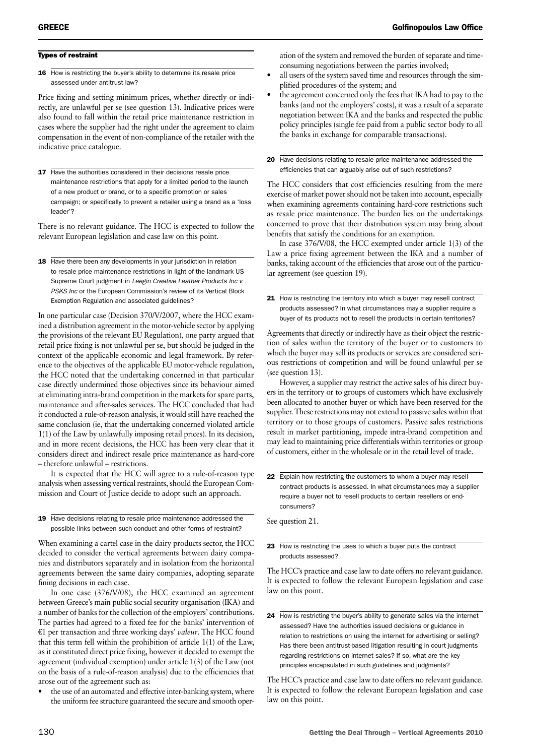### Types of restraint

**16** How is restricting the buyer's ability to determine its resale price assessed under antitrust law?

Price fixing and setting minimum prices, whether directly or indirectly, are unlawful per se (see question 13). Indicative prices were also found to fall within the retail price maintenance restriction in cases where the supplier had the right under the agreement to claim compensation in the event of non-compliance of the retailer with the indicative price catalogue.

**17** Have the authorities considered in their decisions resale price maintenance restrictions that apply for a limited period to the launch of a new product or brand, or to a specific promotion or sales campaign; or specifically to prevent a retailer using a brand as a 'loss leader'?

There is no relevant guidance. The HCC is expected to follow the relevant European legislation and case law on this point.

**18** Have there been any developments in your jurisdiction in relation to resale price maintenance restrictions in light of the landmark US Supreme Court judgment in *Leegin Creative Leather Products Inc v PSKS Inc* or the European Commission's review of its Vertical Block Exemption Regulation and associated guidelines?

In one particular case (Decision 370/V/2007, where the HCC examined a distribution agreement in the motor-vehicle sector by applying the provisions of the relevant EU Regulation), one party argued that retail price fixing is not unlawful per se, but should be judged in the context of the applicable economic and legal framework. By reference to the objectives of the applicable EU motor-vehicle regulation, the HCC noted that the undertaking concerned in that particular case directly undermined those objectives since its behaviour aimed at eliminating intra-brand competition in the markets for spare parts, maintenance and after-sales services. The HCC concluded that had it conducted a rule-of-reason analysis, it would still have reached the same conclusion (ie, that the undertaking concerned violated article 1(1) of the Law by unlawfully imposing retail prices). In its decision, and in more recent decisions, the HCC has been very clear that it considers direct and indirect resale price maintenance as hard-core – therefore unlawful – restrictions.

It is expected that the HCC will agree to a rule-of-reason type analysis when assessing vertical restraints, should the European Commission and Court of Justice decide to adopt such an approach.

**19** Have decisions relating to resale price maintenance addressed the possible links between such conduct and other forms of restraint?

When examining a cartel case in the dairy products sector, the HCC decided to consider the vertical agreements between dairy companies and distributors separately and in isolation from the horizontal agreements between the same dairy companies, adopting separate fining decisions in each case.

In one case (376/V/08), the HCC examined an agreement between Greece's main public social security organisation (IKA) and a number of banks for the collection of the employers' contributions. The parties had agreed to a fixed fee for the banks' intervention of €1 per transaction and three working days' *valeur*. The HCC found that this term fell within the prohibition of article 1(1) of the Law, as it constituted direct price fixing, however it decided to exempt the agreement (individual exemption) under article 1(3) of the Law (not on the basis of a rule-of-reason analysis) due to the efficiencies that arose out of the agreement such as:

- the use of an automated and effective inter-banking system, where the uniform fee structure guaranteed the secure and smooth operation of the system and removed the burden of separate and time-consuming negotiations between the parties involved;
- all users of the system saved time and resources through the simplified procedures of the system; and
- the agreement concerned only the fees that IKA had to pay to the banks (and not the employers' costs), it was a result of a separate negotiation between IKA and the banks and respected the public policy principles (single fee paid from a public sector body to all the banks in exchange for comparable transactions).

**20** Have decisions relating to resale price maintenance addressed the efficiencies that can arguably arise out of such restrictions?

The HCC considers that cost efficiencies resulting from the mere exercise of market power should not be taken into account, especially when examining agreements containing hard-core restrictions such as resale price maintenance. The burden lies on the undertakings concerned to prove that their distribution system may bring about benefits that satisfy the conditions for an exemption.

In case 376/V/08, the HCC exempted under article 1(3) of the Law a price fixing agreement between the IKA and a number of banks, taking account of the efficiencies that arose out of the particular agreement (see question 19).

**21** How is restricting the territory into which a buyer may resell contract products assessed? In what circumstances may a supplier require a buyer of its products not to resell the products in certain territories?

Agreements that directly or indirectly have as their object the restriction of sales within the territory of the buyer or to customers to which the buyer may sell its products or services are considered serious restrictions of competition and will be found unlawful per se (see question 13).

However, a supplier may restrict the active sales of his direct buyers in the territory or to groups of customers which have exclusively been allocated to another buyer or which have been reserved for the supplier. These restrictions may not extend to passive sales within that territory or to those groups of customers. Passive sales restrictions result in market partitioning, impede intra-brand competition and may lead to maintaining price differentials within territories or group of customers, either in the wholesale or in the retail level of trade.

**22** Explain how restricting the customers to whom a buyer may resell contract products is assessed. In what circumstances may a supplier require a buyer not to resell products to certain resellers or end-consumers?

See question 21.

**23** How is restricting the uses to which a buyer puts the contract products assessed?

The HCC's practice and case law to date offers no relevant guidance. It is expected to follow the relevant European legislation and case law on this point.

**24** How is restricting the buyer's ability to generate sales via the internet assessed? Have the authorities issued decisions or guidance in relation to restrictions on using the internet for advertising or selling? Has there been antitrust-based litigation resulting in court judgments regarding restrictions on internet sales? If so, what are the key principles encapsulated in such guidelines and judgments?

The HCC's practice and case law to date offers no relevant guidance. It is expected to follow the relevant European legislation and case law on this point.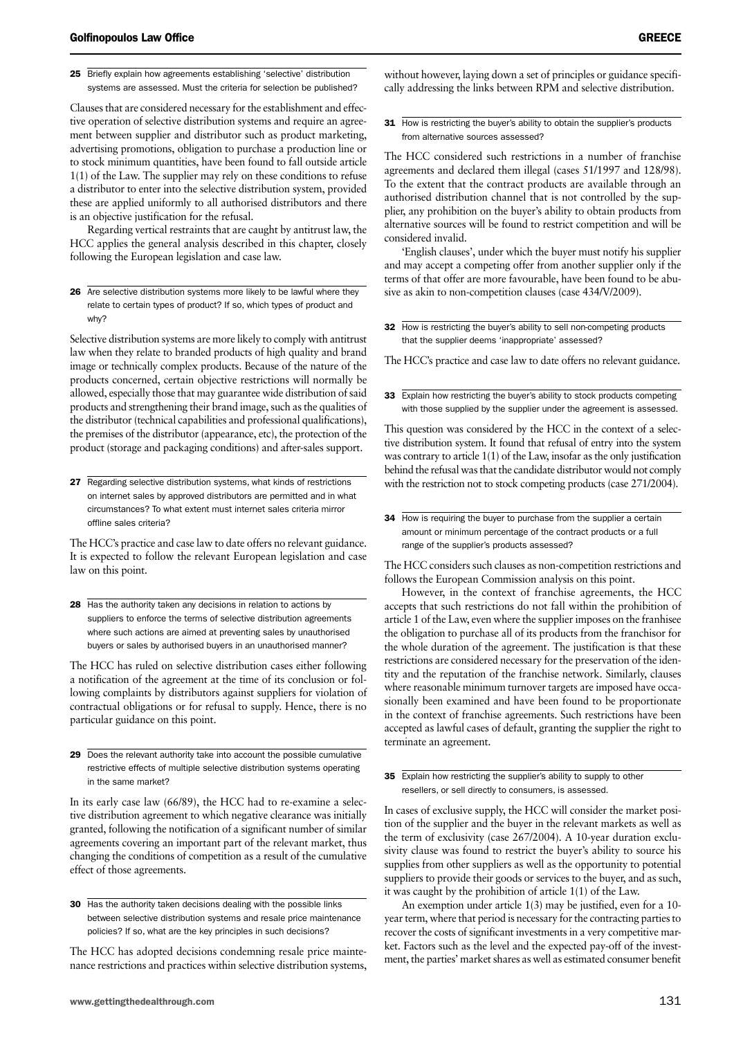**25 Briefly explain how agreements establishing 'selective' distribution systems are assessed. Must the criteria for selection be published?**

Clauses that are considered necessary for the establishment and effective operation of selective distribution systems and require an agreement between supplier and distributor such as product marketing, advertising promotions, obligation to purchase a production line or to stock minimum quantities, have been found to fall outside article 1(1) of the Law. The supplier may rely on these conditions to refuse a distributor to enter into the selective distribution system, provided these are applied uniformly to all authorised distributors and there is an objective justification for the refusal.

Regarding vertical restraints that are caught by antitrust law, the HCC applies the general analysis described in this chapter, closely following the European legislation and case law.

**26 Are selective distribution systems more likely to be lawful where they relate to certain types of product? If so, which types of product and why?**

Selective distribution systems are more likely to comply with antitrust law when they relate to branded products of high quality and brand image or technically complex products. Because of the nature of the products concerned, certain objective restrictions will normally be allowed, especially those that may guarantee wide distribution of said products and strengthening their brand image, such as the qualities of the distributor (technical capabilities and professional qualifications), the premises of the distributor (appearance, etc), the protection of the product (storage and packaging conditions) and after-sales support.

**27 Regarding selective distribution systems, what kinds of restrictions on internet sales by approved distributors are permitted and in what circumstances? To what extent must internet sales criteria mirror offline sales criteria?**

The HCC's practice and case law to date offers no relevant guidance. It is expected to follow the relevant European legislation and case law on this point.

**28 Has the authority taken any decisions in relation to actions by suppliers to enforce the terms of selective distribution agreements where such actions are aimed at preventing sales by unauthorised buyers or sales by authorised buyers in an unauthorised manner?**

The HCC has ruled on selective distribution cases either following a notification of the agreement at the time of its conclusion or following complaints by distributors against suppliers for violation of contractual obligations or for refusal to supply. Hence, there is no particular guidance on this point.

**29 Does the relevant authority take into account the possible cumulative restrictive effects of multiple selective distribution systems operating in the same market?**

In its early case law (66/89), the HCC had to re-examine a selective distribution agreement to which negative clearance was initially granted, following the notification of a significant number of similar agreements covering an important part of the relevant market, thus changing the conditions of competition as a result of the cumulative effect of those agreements.

**30 Has the authority taken decisions dealing with the possible links between selective distribution systems and resale price maintenance policies? If so, what are the key principles in such decisions?**

The HCC has adopted decisions condemning resale price maintenance restrictions and practices within selective distribution systems, without however, laying down a set of principles or guidance specifically addressing the links between RPM and selective distribution.

**31 How is restricting the buyer's ability to obtain the supplier's products from alternative sources assessed?**

The HCC considered such restrictions in a number of franchise agreements and declared them illegal (cases 51/1997 and 128/98). To the extent that the contract products are available through an authorised distribution channel that is not controlled by the supplier, any prohibition on the buyer's ability to obtain products from alternative sources will be found to restrict competition and will be considered invalid.

'English clauses', under which the buyer must notify his supplier and may accept a competing offer from another supplier only if the terms of that offer are more favourable, have been found to be abusive as akin to non-competition clauses (case 434/V/2009).

**32 How is restricting the buyer's ability to sell non-competing products that the supplier deems 'inappropriate' assessed?**

The HCC's practice and case law to date offers no relevant guidance.

**33 Explain how restricting the buyer's ability to stock products competing with those supplied by the supplier under the agreement is assessed.**

This question was considered by the HCC in the context of a selective distribution system. It found that refusal of entry into the system was contrary to article 1(1) of the Law, insofar as the only justification behind the refusal was that the candidate distributor would not comply with the restriction not to stock competing products (case 271/2004).

**34 How is requiring the buyer to purchase from the supplier a certain amount or minimum percentage of the contract products or a full range of the supplier's products assessed?**

The HCC considers such clauses as non-competition restrictions and follows the European Commission analysis on this point.

However, in the context of franchise agreements, the HCC accepts that such restrictions do not fall within the prohibition of article 1 of the Law, even where the supplier imposes on the franhisee the obligation to purchase all of its products from the franchisor for the whole duration of the agreement. The justification is that these restrictions are considered necessary for the preservation of the identity and the reputation of the franchise network. Similarly, clauses where reasonable minimum turnover targets are imposed have occasionally been examined and have been found to be proportionate in the context of franchise agreements. Such restrictions have been accepted as lawful cases of default, granting the supplier the right to terminate an agreement.

**35 Explain how restricting the supplier's ability to supply to other resellers, or sell directly to consumers, is assessed.**

In cases of exclusive supply, the HCC will consider the market position of the supplier and the buyer in the relevant markets as well as the term of exclusivity (case 267/2004). A 10-year duration exclusivity clause was found to restrict the buyer's ability to source his supplies from other suppliers as well as the opportunity to potential suppliers to provide their goods or services to the buyer, and as such, it was caught by the prohibition of article 1(1) of the Law.

An exemption under article 1(3) may be justified, even for a 10-year term, where that period is necessary for the contracting parties to recover the costs of significant investments in a very competitive market. Factors such as the level and the expected pay-off of the investment, the parties' market shares as well as estimated consumer benefit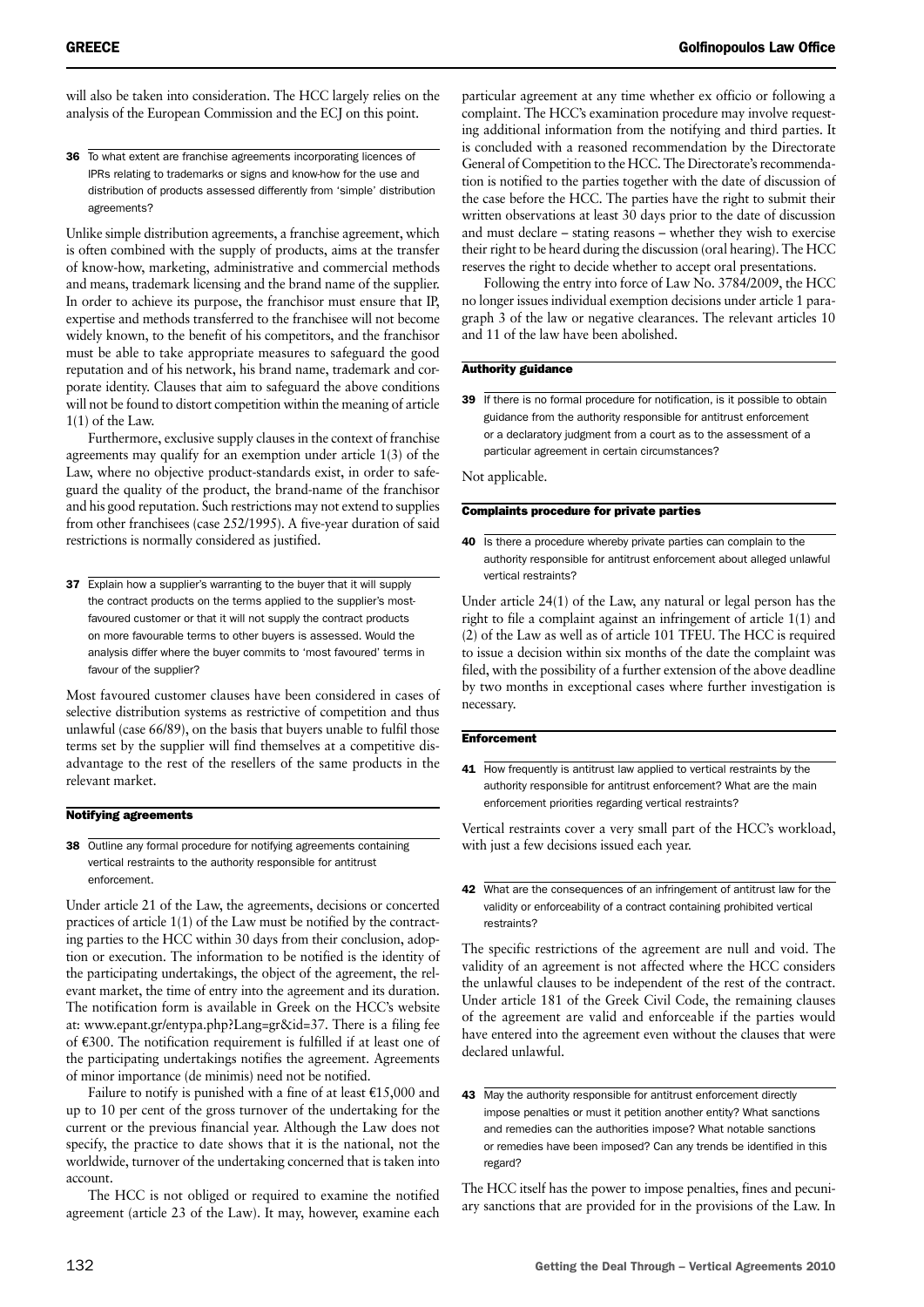will also be taken into consideration. The HCC largely relies on the analysis of the European Commission and the ECJ on this point.

**36** To what extent are franchise agreements incorporating licences of IPRs relating to trademarks or signs and know-how for the use and distribution of products assessed differently from 'simple' distribution agreements?

Unlike simple distribution agreements, a franchise agreement, which is often combined with the supply of products, aims at the transfer of know-how, marketing, administrative and commercial methods and means, trademark licensing and the brand name of the supplier. In order to achieve its purpose, the franchisor must ensure that IP, expertise and methods transferred to the franchisee will not become widely known, to the benefit of his competitors, and the franchisor must be able to take appropriate measures to safeguard the good reputation and of his network, his brand name, trademark and corporate identity. Clauses that aim to safeguard the above conditions will not be found to distort competition within the meaning of article 1(1) of the Law.

Furthermore, exclusive supply clauses in the context of franchise agreements may qualify for an exemption under article 1(3) of the Law, where no objective product-standards exist, in order to safeguard the quality of the product, the brand-name of the franchisor and his good reputation. Such restrictions may not extend to supplies from other franchisees (case 252/1995). A five-year duration of said restrictions is normally considered as justified.

**37** Explain how a supplier's warranting to the buyer that it will supply the contract products on the terms applied to the supplier's most-favoured customer or that it will not supply the contract products on more favourable terms to other buyers is assessed. Would the analysis differ where the buyer commits to 'most favoured' terms in favour of the supplier?

Most favoured customer clauses have been considered in cases of selective distribution systems as restrictive of competition and thus unlawful (case 66/89), on the basis that buyers unable to fulfil those terms set by the supplier will find themselves at a competitive disadvantage to the rest of the resellers of the same products in the relevant market.

### Notifying agreements

**38** Outline any formal procedure for notifying agreements containing vertical restraints to the authority responsible for antitrust enforcement.

Under article 21 of the Law, the agreements, decisions or concerted practices of article 1(1) of the Law must be notified by the contracting parties to the HCC within 30 days from their conclusion, adoption or execution. The information to be notified is the identity of the participating undertakings, the object of the agreement, the relevant market, the time of entry into the agreement and its duration. The notification form is available in Greek on the HCC's website at: www.epant.gr/entypa.php?Lang=gr&id=37. There is a filing fee of €300. The notification requirement is fulfilled if at least one of the participating undertakings notifies the agreement. Agreements of minor importance (de minimis) need not be notified.

Failure to notify is punished with a fine of at least €15,000 and up to 10 per cent of the gross turnover of the undertaking for the current or the previous financial year. Although the Law does not specify, the practice to date shows that it is the national, not the worldwide, turnover of the undertaking concerned that is taken into account.

The HCC is not obliged or required to examine the notified agreement (article 23 of the Law). It may, however, examine each particular agreement at any time whether ex officio or following a complaint. The HCC's examination procedure may involve requesting additional information from the notifying and third parties. It is concluded with a reasoned recommendation by the Directorate General of Competition to the HCC. The Directorate's recommendation is notified to the parties together with the date of discussion of the case before the HCC. The parties have the right to submit their written observations at least 30 days prior to the date of discussion and must declare – stating reasons – whether they wish to exercise their right to be heard during the discussion (oral hearing). The HCC reserves the right to decide whether to accept oral presentations.

Following the entry into force of Law No. 3784/2009, the HCC no longer issues individual exemption decisions under article 1 paragraph 3 of the law or negative clearances. The relevant articles 10 and 11 of the law have been abolished.

### Authority guidance

**39** If there is no formal procedure for notification, is it possible to obtain guidance from the authority responsible for antitrust enforcement or a declaratory judgment from a court as to the assessment of a particular agreement in certain circumstances?

Not applicable.

### Complaints procedure for private parties

**40** Is there a procedure whereby private parties can complain to the authority responsible for antitrust enforcement about alleged unlawful vertical restraints?

Under article 24(1) of the Law, any natural or legal person has the right to file a complaint against an infringement of article 1(1) and (2) of the Law as well as of article 101 TFEU. The HCC is required to issue a decision within six months of the date the complaint was filed, with the possibility of a further extension of the above deadline by two months in exceptional cases where further investigation is necessary.

### Enforcement

**41** How frequently is antitrust law applied to vertical restraints by the authority responsible for antitrust enforcement? What are the main enforcement priorities regarding vertical restraints?

Vertical restraints cover a very small part of the HCC's workload, with just a few decisions issued each year.

**42** What are the consequences of an infringement of antitrust law for the validity or enforceability of a contract containing prohibited vertical restraints?

The specific restrictions of the agreement are null and void. The validity of an agreement is not affected where the HCC considers the unlawful clauses to be independent of the rest of the contract. Under article 181 of the Greek Civil Code, the remaining clauses of the agreement are valid and enforceable if the parties would have entered into the agreement even without the clauses that were declared unlawful.

**43** May the authority responsible for antitrust enforcement directly impose penalties or must it petition another entity? What sanctions and remedies can the authorities impose? What notable sanctions or remedies have been imposed? Can any trends be identified in this regard?

The HCC itself has the power to impose penalties, fines and pecuniary sanctions that are provided for in the provisions of the Law. In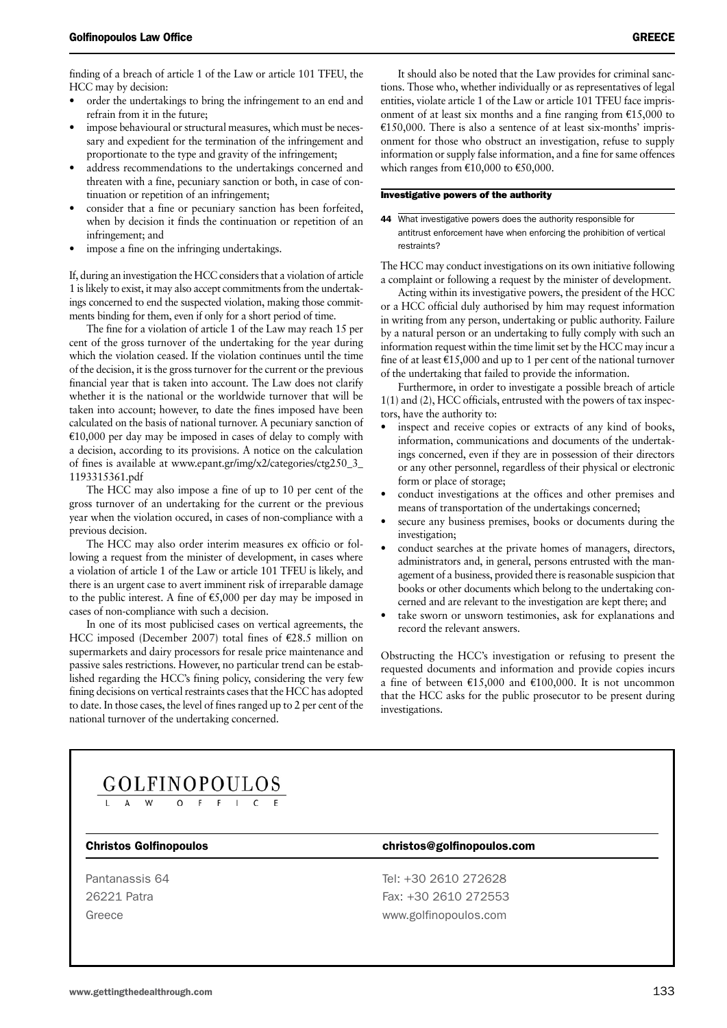finding of a breach of article 1 of the Law or article 101 TFEU, the HCC may by decision:

- order the undertakings to bring the infringement to an end and refrain from it in the future;
- impose behavioural or structural measures, which must be necessary and expedient for the termination of the infringement and proportionate to the type and gravity of the infringement;
- address recommendations to the undertakings concerned and threaten with a fine, pecuniary sanction or both, in case of continuation or repetition of an infringement;
- consider that a fine or pecuniary sanction has been forfeited, when by decision it finds the continuation or repetition of an infringement; and
- impose a fine on the infringing undertakings.

If, during an investigation the HCC considers that a violation of article 1 is likely to exist, it may also accept commitments from the undertakings concerned to end the suspected violation, making those commitments binding for them, even if only for a short period of time.

The fine for a violation of article 1 of the Law may reach 15 per cent of the gross turnover of the undertaking for the year during which the violation ceased. If the violation continues until the time of the decision, it is the gross turnover for the current or the previous financial year that is taken into account. The Law does not clarify whether it is the national or the worldwide turnover that will be taken into account; however, to date the fines imposed have been calculated on the basis of national turnover. A pecuniary sanction of €10,000 per day may be imposed in cases of delay to comply with a decision, according to its provisions. A notice on the calculation of fines is available at www.epant.gr/img/x2/categories/ctg250_3_1193315361.pdf

The HCC may also impose a fine of up to 10 per cent of the gross turnover of an undertaking for the current or the previous year when the violation occured, in cases of non-compliance with a previous decision.

The HCC may also order interim measures ex officio or following a request from the minister of development, in cases where a violation of article 1 of the Law or article 101 TFEU is likely, and there is an urgent case to avert imminent risk of irreparable damage to the public interest. A fine of €5,000 per day may be imposed in cases of non-compliance with such a decision.

In one of its most publicised cases on vertical agreements, the HCC imposed (December 2007) total fines of €28.5 million on supermarkets and dairy processors for resale price maintenance and passive sales restrictions. However, no particular trend can be established regarding the HCC's fining policy, considering the very few fining decisions on vertical restraints cases that the HCC has adopted to date. In those cases, the level of fines ranged up to 2 per cent of the national turnover of the undertaking concerned.

It should also be noted that the Law provides for criminal sanctions. Those who, whether individually or as representatives of legal entities, violate article 1 of the Law or article 101 TFEU face imprisonment of at least six months and a fine ranging from €15,000 to €150,000. There is also a sentence of at least six-months' imprisonment for those who obstruct an investigation, refuse to supply information or supply false information, and a fine for same offences which ranges from €10,000 to €50,000.

## Investigative powers of the authority

**44** What investigative powers does the authority responsible for antitrust enforcement have when enforcing the prohibition of vertical restraints?

The HCC may conduct investigations on its own initiative following a complaint or following a request by the minister of development.

Acting within its investigative powers, the president of the HCC or a HCC official duly authorised by him may request information in writing from any person, undertaking or public authority. Failure by a natural person or an undertaking to fully comply with such an information request within the time limit set by the HCC may incur a fine of at least €15,000 and up to 1 per cent of the national turnover of the undertaking that failed to provide the information.

Furthermore, in order to investigate a possible breach of article 1(1) and (2), HCC officials, entrusted with the powers of tax inspectors, have the authority to:

- inspect and receive copies or extracts of any kind of books, information, communications and documents of the undertakings concerned, even if they are in possession of their directors or any other personnel, regardless of their physical or electronic form or place of storage;
- conduct investigations at the offices and other premises and means of transportation of the undertakings concerned;
- secure any business premises, books or documents during the investigation;
- conduct searches at the private homes of managers, directors, administrators and, in general, persons entrusted with the management of a business, provided there is reasonable suspicion that books or other documents which belong to the undertaking concerned and are relevant to the investigation are kept there; and
- take sworn or unsworn testimonies, ask for explanations and record the relevant answers.

Obstructing the HCC's investigation or refusing to present the requested documents and information and provide copies incurs a fine of between €15,000 and €100,000. It is not uncommon that the HCC asks for the public prosecutor to be present during investigations.

GOLFINOPOULOS
LAW OFFICE

| Christos Golfinopoulos | christos@golfinopoulos.com |
|---|---|
| Pantanassis 64 | Tel: +30 2610 272628 |
| 26221 Patra | Fax: +30 2610 272553 |
| Greece | www.golfinopoulos.com |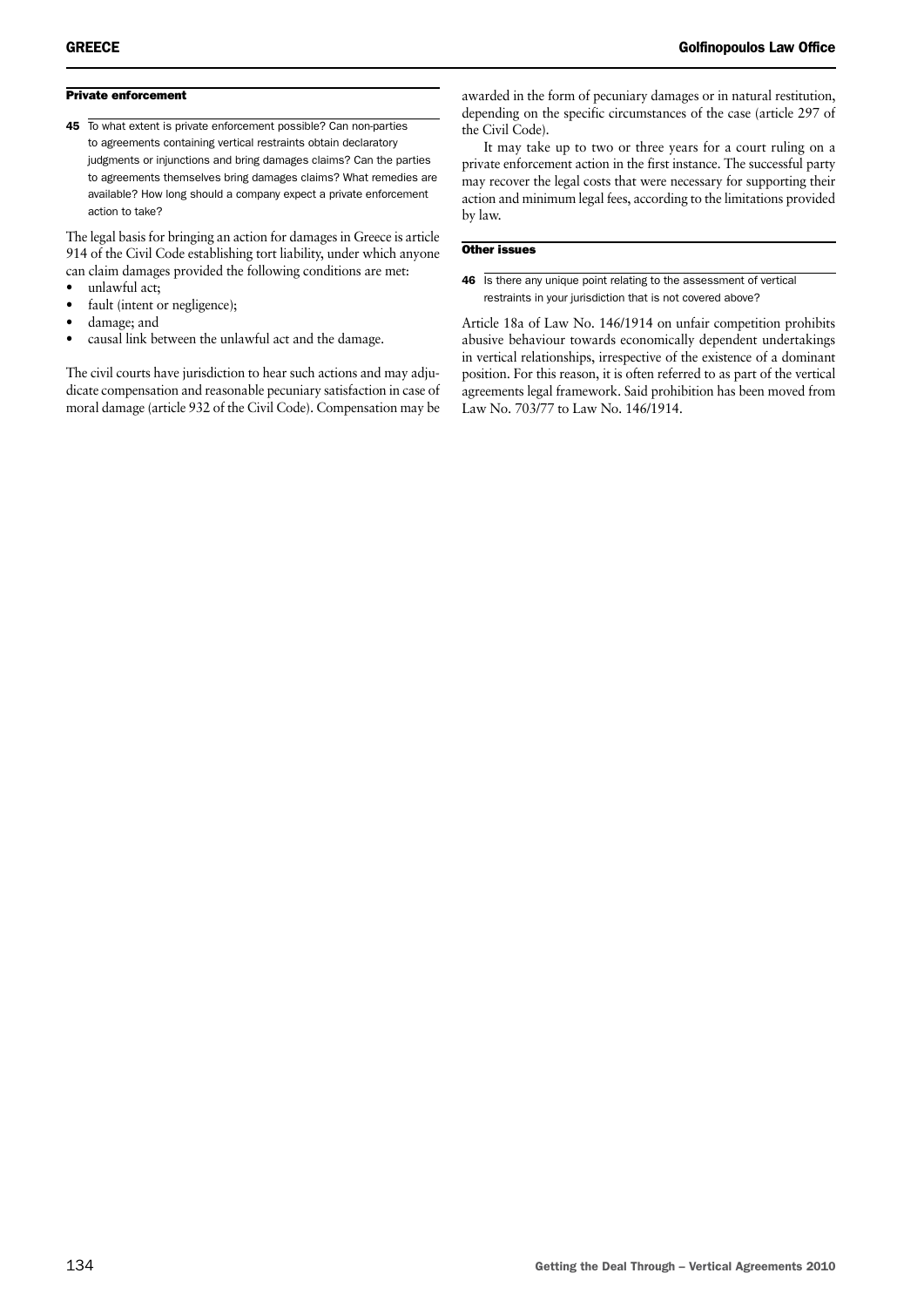### Private enforcement

**45** To what extent is private enforcement possible? Can non-parties to agreements containing vertical restraints obtain declaratory judgments or injunctions and bring damages claims? Can the parties to agreements themselves bring damages claims? What remedies are available? How long should a company expect a private enforcement action to take?

The legal basis for bringing an action for damages in Greece is article 914 of the Civil Code establishing tort liability, under which anyone can claim damages provided the following conditions are met:

- unlawful act;
- fault (intent or negligence);
- damage; and
- causal link between the unlawful act and the damage.

The civil courts have jurisdiction to hear such actions and may adjudicate compensation and reasonable pecuniary satisfaction in case of moral damage (article 932 of the Civil Code). Compensation may be awarded in the form of pecuniary damages or in natural restitution, depending on the specific circumstances of the case (article 297 of the Civil Code).

It may take up to two or three years for a court ruling on a private enforcement action in the first instance. The successful party may recover the legal costs that were necessary for supporting their action and minimum legal fees, according to the limitations provided by law.

### Other issues

**46** Is there any unique point relating to the assessment of vertical restraints in your jurisdiction that is not covered above?

Article 18a of Law No. 146/1914 on unfair competition prohibits abusive behaviour towards economically dependent undertakings in vertical relationships, irrespective of the existence of a dominant position. For this reason, it is often referred to as part of the vertical agreements legal framework. Said prohibition has been moved from Law No. 703/77 to Law No. 146/1914.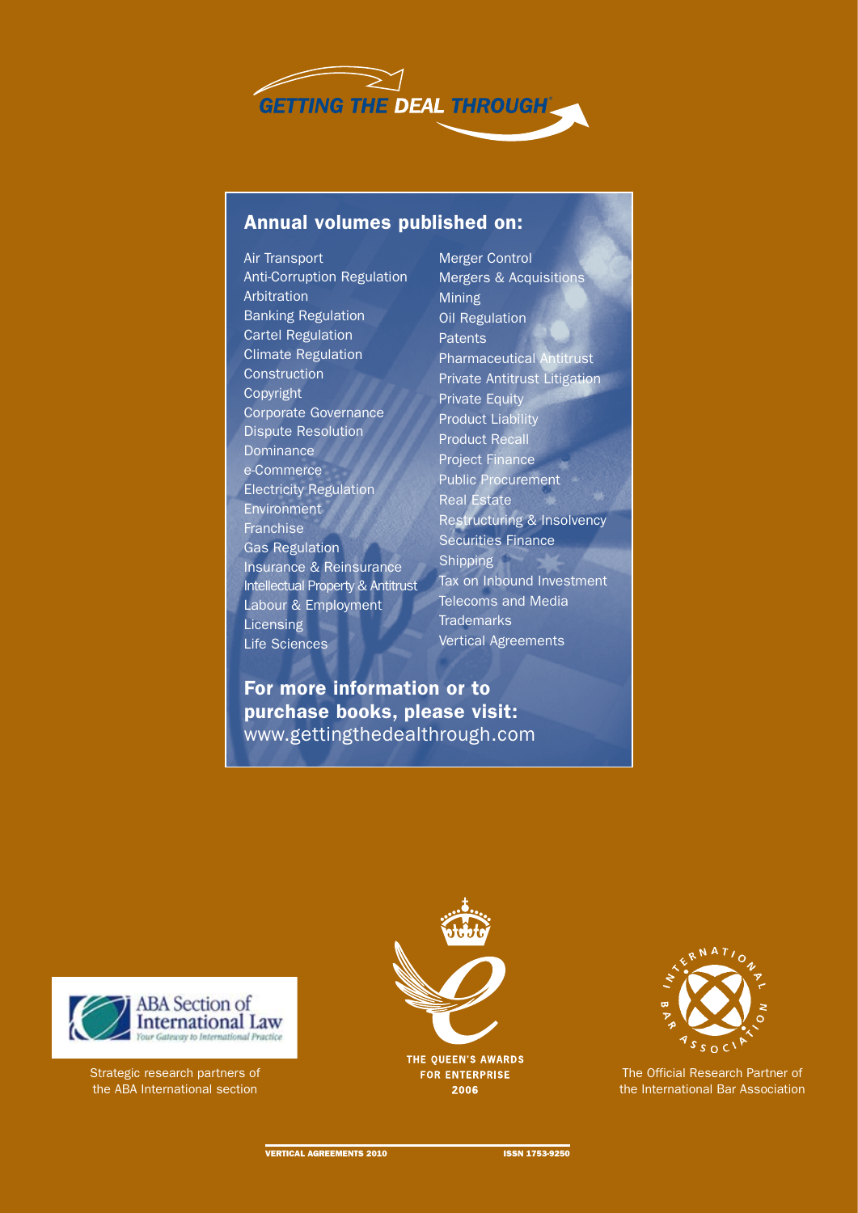GETTING THE DEAL THROUGH

## Annual volumes published on:

- Air Transport
- Anti-Corruption Regulation
- Arbitration
- Banking Regulation
- Cartel Regulation
- Climate Regulation
- Construction
- Copyright
- Corporate Governance
- Dispute Resolution
- Dominance
- e-Commerce
- Electricity Regulation
- Environment
- Franchise
- Gas Regulation
- Insurance & Reinsurance
- Intellectual Property & Antitrust
- Labour & Employment
- Licensing
- Life Sciences
- Merger Control
- Mergers & Acquisitions
- Mining
- Oil Regulation
- Patents
- Pharmaceutical Antitrust
- Private Antitrust Litigation
- Private Equity
- Product Liability
- Product Recall
- Project Finance
- Public Procurement
- Real Estate
- Restructuring & Insolvency
- Securities Finance
- Shipping
- Tax on Inbound Investment
- Telecoms and Media
- Trademarks
- Vertical Agreements

**For more information or to purchase books, please visit:**
www.gettingthedealthrough.com

ABA Section of International Law
*Your Gateway to International Practice*

Strategic research partners of the ABA International section

THE QUEEN'S AWARDS FOR ENTERPRISE 2006

INTERNATIONAL BAR ASSOCIATION

The Official Research Partner of the International Bar Association

VERTICAL AGREEMENTS 2010 ISSN 1753-9250